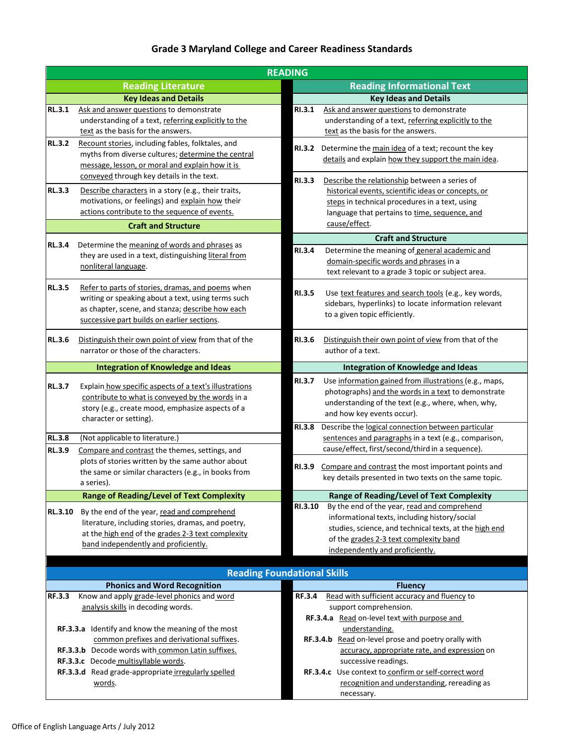# Grade 3 Maryland College and Career Readiness Standards

## READING

### Reading Literature

#### Key Ideas and Details

**RL.3.1** Ask and answer questions to demonstrate understanding of a text, referring explicitly to the text as the basis for the answers.

**RL.3.2** Recount stories, including fables, folktales, and myths from diverse cultures; determine the central message, lesson, or moral and explain how it is conveyed through key details in the text.

**RL.3.3** Describe characters in a story (e.g., their traits, motivations, or feelings) and explain how their actions contribute to the sequence of events.

#### Craft and Structure

**RL.3.4** Determine the meaning of words and phrases as they are used in a text, distinguishing literal from nonliteral language.

**RL.3.5** Refer to parts of stories, dramas, and poems when writing or speaking about a text, using terms such as chapter, scene, and stanza; describe how each successive part builds on earlier sections.

**RL.3.6** Distinguish their own point of view from that of the narrator or those of the characters.

#### Integration of Knowledge and Ideas

**RL.3.7** Explain how specific aspects of a text's illustrations contribute to what is conveyed by the words in a story (e.g., create mood, emphasize aspects of a character or setting).

**RL.3.8** (Not applicable to literature.)

**RL.3.9** Compare and contrast the themes, settings, and plots of stories written by the same author about the same or similar characters (e.g., in books from a series).

#### Range of Reading/Level of Text Complexity

**RL.3.10** By the end of the year, read and comprehend literature, including stories, dramas, and poetry, at the high end of the grades 2-3 text complexity band independently and proficiently.

### Reading Informational Text

#### Key Ideas and Details

**RI.3.1** Ask and answer questions to demonstrate understanding of a text, referring explicitly to the text as the basis for the answers.

**RI.3.2** Determine the main idea of a text; recount the key details and explain how they support the main idea.

**RI.3.3** Describe the relationship between a series of historical events, scientific ideas or concepts, or steps in technical procedures in a text, using language that pertains to time, sequence, and cause/effect.

#### Craft and Structure

**RI.3.4** Determine the meaning of general academic and domain-specific words and phrases in a text relevant to a grade 3 topic or subject area.

**RI.3.5** Use text features and search tools (e.g., key words, sidebars, hyperlinks) to locate information relevant to a given topic efficiently.

**RI.3.6** Distinguish their own point of view from that of the author of a text.

#### Integration of Knowledge and Ideas

**RI.3.7** Use information gained from illustrations (e.g., maps, photographs) and the words in a text to demonstrate understanding of the text (e.g., where, why, and how key events occur).

**RI.3.8** Describe the logical connection between particular sentences and paragraphs in a text (e.g., comparison, cause/effect, first/second/third in a sequence).

**RI.3.9** Compare and contrast the most important points and key details presented in two texts on the same topic.

#### Range of Reading/Level of Text Complexity

**RI.3.10** By the end of the year, read and comprehend informational texts, including history/social studies, science, and technical texts, at the high end of the grades 2-3 text complexity band independently and proficiently.

## Reading Foundational Skills

### Phonics and Word Recognition

**RF.3.3** Know and apply grade-level phonics and word analysis skills in decoding words.

- **RF.3.3.a** Identify and know the meaning of the most common prefixes and derivational suffixes.
- **RF.3.3.b** Decode words with common Latin suffixes.
- **RF.3.3.c** Decode multisyllable words.
- **RF.3.3.d** Read grade-appropriate irregularly spelled words.

### Fluency

**RF.3.4** Read with sufficient accuracy and fluency to support comprehension.

- **RF.3.4.a** Read on-level text with purpose and understanding.
- **RF.3.4.b** Read on-level prose and poetry orally with accuracy, appropriate rate, and expression on successive readings.
- **RF.3.4.c** Use context to confirm or self-correct word recognition and understanding, rereading as necessary.

Office of English Language Arts / July 2012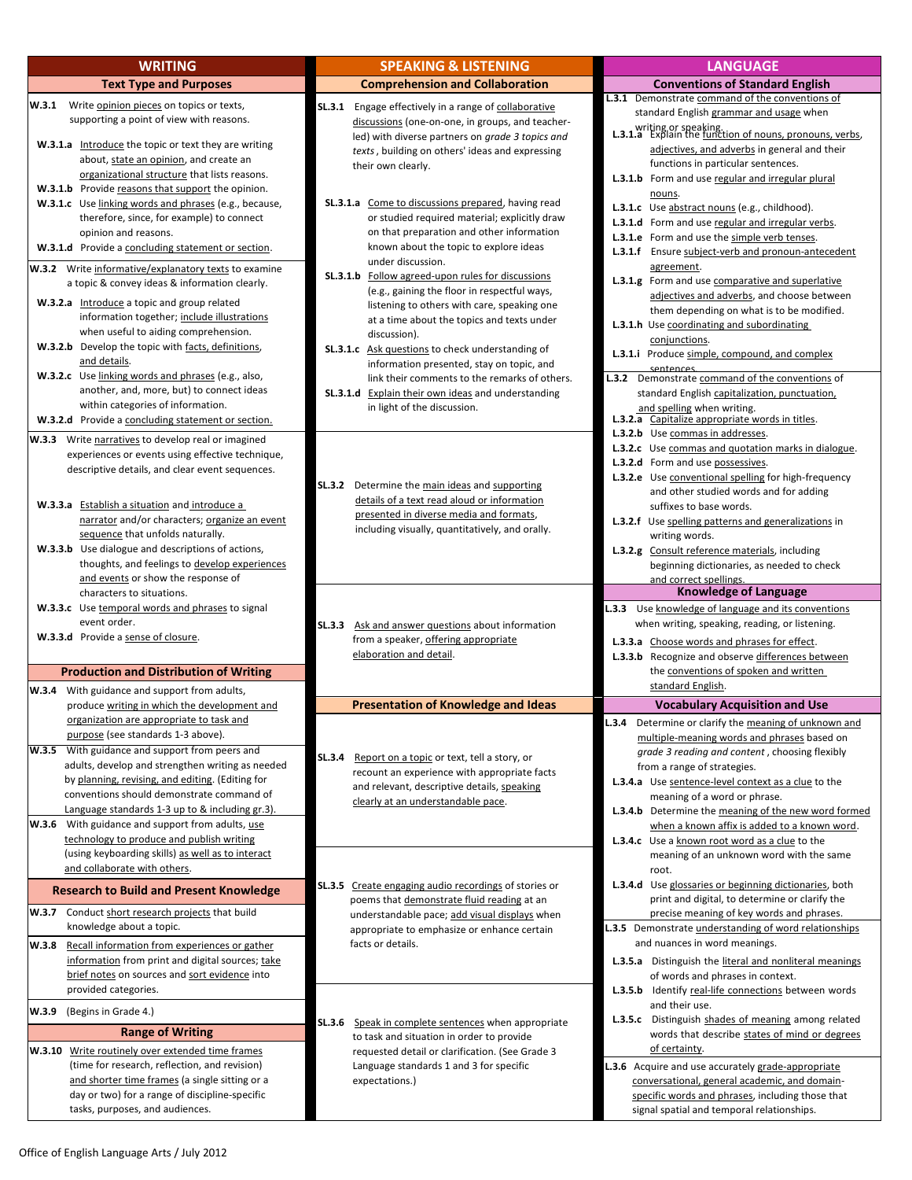# WRITING

## Text Type and Purposes

**W.3.1** Write opinion pieces on topics or texts, supporting a point of view with reasons.

- **W.3.1.a** Introduce the topic or text they are writing about, state an opinion, and create an organizational structure that lists reasons.
- **W.3.1.b** Provide reasons that support the opinion.
- **W.3.1.c** Use linking words and phrases (e.g., because, therefore, since, for example) to connect opinion and reasons.
- **W.3.1.d** Provide a concluding statement or section.

**W.3.2** Write informative/explanatory texts to examine a topic & convey ideas & information clearly.

- **W.3.2.a** Introduce a topic and group related information together; include illustrations when useful to aiding comprehension.
- **W.3.2.b** Develop the topic with facts, definitions, and details.
- **W.3.2.c** Use linking words and phrases (e.g., also, another, and, more, but) to connect ideas within categories of information.
- **W.3.2.d** Provide a concluding statement or section.

**W.3.3** Write narratives to develop real or imagined experiences or events using effective technique, descriptive details, and clear event sequences.

- **W.3.3.a** Establish a situation and introduce a narrator and/or characters; organize an event sequence that unfolds naturally.
- **W.3.3.b** Use dialogue and descriptions of actions, thoughts, and feelings to develop experiences and events or show the response of characters to situations.
- **W.3.3.c** Use temporal words and phrases to signal event order.
- **W.3.3.d** Provide a sense of closure.

## Production and Distribution of Writing

**W.3.4** With guidance and support from adults, produce writing in which the development and organization are appropriate to task and purpose (see standards 1-3 above).

**W.3.5** With guidance and support from peers and adults, develop and strengthen writing as needed by planning, revising, and editing. (Editing for conventions should demonstrate command of Language standards 1-3 up to & including gr.3).

**W.3.6** With guidance and support from adults, use technology to produce and publish writing (using keyboarding skills) as well as to interact and collaborate with others.

## Research to Build and Present Knowledge

**W.3.7** Conduct short research projects that build knowledge about a topic.

**W.3.8** Recall information from experiences or gather information from print and digital sources; take brief notes on sources and sort evidence into provided categories.

**W.3.9** (Begins in Grade 4.)

## Range of Writing

**W.3.10** Write routinely over extended time frames (time for research, reflection, and revision) and shorter time frames (a single sitting or a day or two) for a range of discipline-specific tasks, purposes, and audiences.

# SPEAKING & LISTENING

## Comprehension and Collaboration

**SL.3.1** Engage effectively in a range of collaborative discussions (one-on-one, in groups, and teacher-led) with diverse partners on *grade 3 topics and texts*, building on others' ideas and expressing their own clearly.

- **SL.3.1.a** Come to discussions prepared, having read or studied required material; explicitly draw on that preparation and other information known about the topic to explore ideas under discussion.
- **SL.3.1.b** Follow agreed-upon rules for discussions (e.g., gaining the floor in respectful ways, listening to others with care, speaking one at a time about the topics and texts under discussion).
- **SL.3.1.c** Ask questions to check understanding of information presented, stay on topic, and link their comments to the remarks of others.
- **SL.3.1.d** Explain their own ideas and understanding in light of the discussion.

**SL.3.2** Determine the main ideas and supporting details of a text read aloud or information presented in diverse media and formats, including visually, quantitatively, and orally.

**SL.3.3** Ask and answer questions about information from a speaker, offering appropriate elaboration and detail.

## Presentation of Knowledge and Ideas

**SL.3.4** Report on a topic or text, tell a story, or recount an experience with appropriate facts and relevant, descriptive details, speaking clearly at an understandable pace.

**SL.3.5** Create engaging audio recordings of stories or poems that demonstrate fluid reading at an understandable pace; add visual displays when appropriate to emphasize or enhance certain facts or details.

**SL.3.6** Speak in complete sentences when appropriate to task and situation in order to provide requested detail or clarification. (See Grade 3 Language standards 1 and 3 for specific expectations.)

# LANGUAGE

## Conventions of Standard English

**L.3.1** Demonstrate command of the conventions of standard English grammar and usage when writing or speaking.

- **L.3.1.a** Explain the function of nouns, pronouns, verbs, adjectives, and adverbs in general and their functions in particular sentences.
- **L.3.1.b** Form and use regular and irregular plural nouns.
- **L.3.1.c** Use abstract nouns (e.g., childhood).
- **L.3.1.d** Form and use regular and irregular verbs.
- **L.3.1.e** Form and use the simple verb tenses.
- **L.3.1.f** Ensure subject-verb and pronoun-antecedent agreement.
- **L.3.1.g** Form and use comparative and superlative adjectives and adverbs, and choose between them depending on what is to be modified.
- **L.3.1.h** Use coordinating and subordinating conjunctions.
- **L.3.1.i** Produce simple, compound, and complex sentences.

**L.3.2** Demonstrate command of the conventions of standard English capitalization, punctuation, and spelling when writing.

- **L.3.2.a** Capitalize appropriate words in titles.
- **L.3.2.b** Use commas in addresses.
- **L.3.2.c** Use commas and quotation marks in dialogue.
- **L.3.2.d** Form and use possessives.
- **L.3.2.e** Use conventional spelling for high-frequency and other studied words and for adding suffixes to base words.
- **L.3.2.f** Use spelling patterns and generalizations in writing words.
- **L.3.2.g** Consult reference materials, including beginning dictionaries, as needed to check and correct spellings.

## Knowledge of Language

**L.3.3** Use knowledge of language and its conventions when writing, speaking, reading, or listening.

- **L.3.3.a** Choose words and phrases for effect.
- **L.3.3.b** Recognize and observe differences between the conventions of spoken and written standard English.

## Vocabulary Acquisition and Use

**L.3.4** Determine or clarify the meaning of unknown and multiple-meaning words and phrases based on *grade 3 reading and content*, choosing flexibly from a range of strategies.

- **L.3.4.a** Use sentence-level context as a clue to the meaning of a word or phrase.
- **L.3.4.b** Determine the meaning of the new word formed when a known affix is added to a known word.
- **L.3.4.c** Use a known root word as a clue to the meaning of an unknown word with the same root.
- **L.3.4.d** Use glossaries or beginning dictionaries, both print and digital, to determine or clarify the precise meaning of key words and phrases.

**L.3.5** Demonstrate understanding of word relationships and nuances in word meanings.

- **L.3.5.a** Distinguish the literal and nonliteral meanings of words and phrases in context.
- **L.3.5.b** Identify real-life connections between words and their use.
- **L.3.5.c** Distinguish shades of meaning among related words that describe states of mind or degrees of certainty.

**L.3.6** Acquire and use accurately grade-appropriate conversational, general academic, and domain-specific words and phrases, including those that signal spatial and temporal relationships.

Office of English Language Arts / July 2012